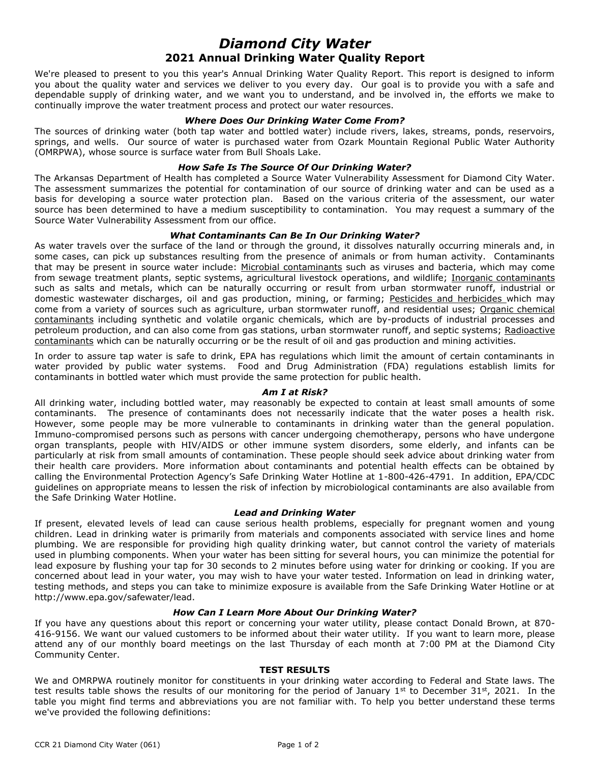# *Diamond City Water*

## 2021 Annual Drinking Water Quality Report

We're pleased to present to you this year's Annual Drinking Water Quality Report. This report is designed to inform you about the quality water and services we deliver to you every day. Our goal is to provide you with a safe and dependable supply of drinking water, and we want you to understand, and be involved in, the efforts we make to continually improve the water treatment process and protect our water resources.

### *Where Does Our Drinking Water Come From?*

The sources of drinking water (both tap water and bottled water) include rivers, lakes, streams, ponds, reservoirs, springs, and wells. Our source of water is purchased water from Ozark Mountain Regional Public Water Authority (OMRPWA), whose source is surface water from Bull Shoals Lake.

### *How Safe Is The Source Of Our Drinking Water?*

The Arkansas Department of Health has completed a Source Water Vulnerability Assessment for Diamond City Water. The assessment summarizes the potential for contamination of our source of drinking water and can be used as a basis for developing a source water protection plan. Based on the various criteria of the assessment, our water source has been determined to have a medium susceptibility to contamination. You may request a summary of the Source Water Vulnerability Assessment from our office.

### *What Contaminants Can Be In Our Drinking Water?*

As water travels over the surface of the land or through the ground, it dissolves naturally occurring minerals and, in some cases, can pick up substances resulting from the presence of animals or from human activity. Contaminants that may be present in source water include: Microbial contaminants such as viruses and bacteria, which may come from sewage treatment plants, septic systems, agricultural livestock operations, and wildlife; Inorganic contaminants such as salts and metals, which can be naturally occurring or result from urban stormwater runoff, industrial or domestic wastewater discharges, oil and gas production, mining, or farming; Pesticides and herbicides which may come from a variety of sources such as agriculture, urban stormwater runoff, and residential uses; Organic chemical contaminants including synthetic and volatile organic chemicals, which are by-products of industrial processes and petroleum production, and can also come from gas stations, urban stormwater runoff, and septic systems; Radioactive contaminants which can be naturally occurring or be the result of oil and gas production and mining activities.

In order to assure tap water is safe to drink, EPA has regulations which limit the amount of certain contaminants in water provided by public water systems. Food and Drug Administration (FDA) regulations establish limits for contaminants in bottled water which must provide the same protection for public health.

### *Am I at Risk?*

All drinking water, including bottled water, may reasonably be expected to contain at least small amounts of some contaminants. The presence of contaminants does not necessarily indicate that the water poses a health risk. However, some people may be more vulnerable to contaminants in drinking water than the general population. Immuno-compromised persons such as persons with cancer undergoing chemotherapy, persons who have undergone organ transplants, people with HIV/AIDS or other immune system disorders, some elderly, and infants can be particularly at risk from small amounts of contamination. These people should seek advice about drinking water from their health care providers. More information about contaminants and potential health effects can be obtained by calling the Environmental Protection Agency's Safe Drinking Water Hotline at 1-800-426-4791. In addition, EPA/CDC guidelines on appropriate means to lessen the risk of infection by microbiological contaminants are also available from the Safe Drinking Water Hotline.

### *Lead and Drinking Water*

If present, elevated levels of lead can cause serious health problems, especially for pregnant women and young children. Lead in drinking water is primarily from materials and components associated with service lines and home plumbing. We are responsible for providing high quality drinking water, but cannot control the variety of materials used in plumbing components. When your water has been sitting for several hours, you can minimize the potential for lead exposure by flushing your tap for 30 seconds to 2 minutes before using water for drinking or cooking. If you are concerned about lead in your water, you may wish to have your water tested. Information on lead in drinking water, testing methods, and steps you can take to minimize exposure is available from the Safe Drinking Water Hotline or at http://www.epa.gov/safewater/lead.

### *How Can I Learn More About Our Drinking Water?*

If you have any questions about this report or concerning your water utility, please contact Donald Brown, at 870-416-9156. We want our valued customers to be informed about their water utility. If you want to learn more, please attend any of our monthly board meetings on the last Thursday of each month at 7:00 PM at the Diamond City Community Center.

### TEST RESULTS

We and OMRPWA routinely monitor for constituents in your drinking water according to Federal and State laws. The test results table shows the results of our monitoring for the period of January 1st to December 31st, 2021. In the table you might find terms and abbreviations you are not familiar with. To help you better understand these terms we've provided the following definitions: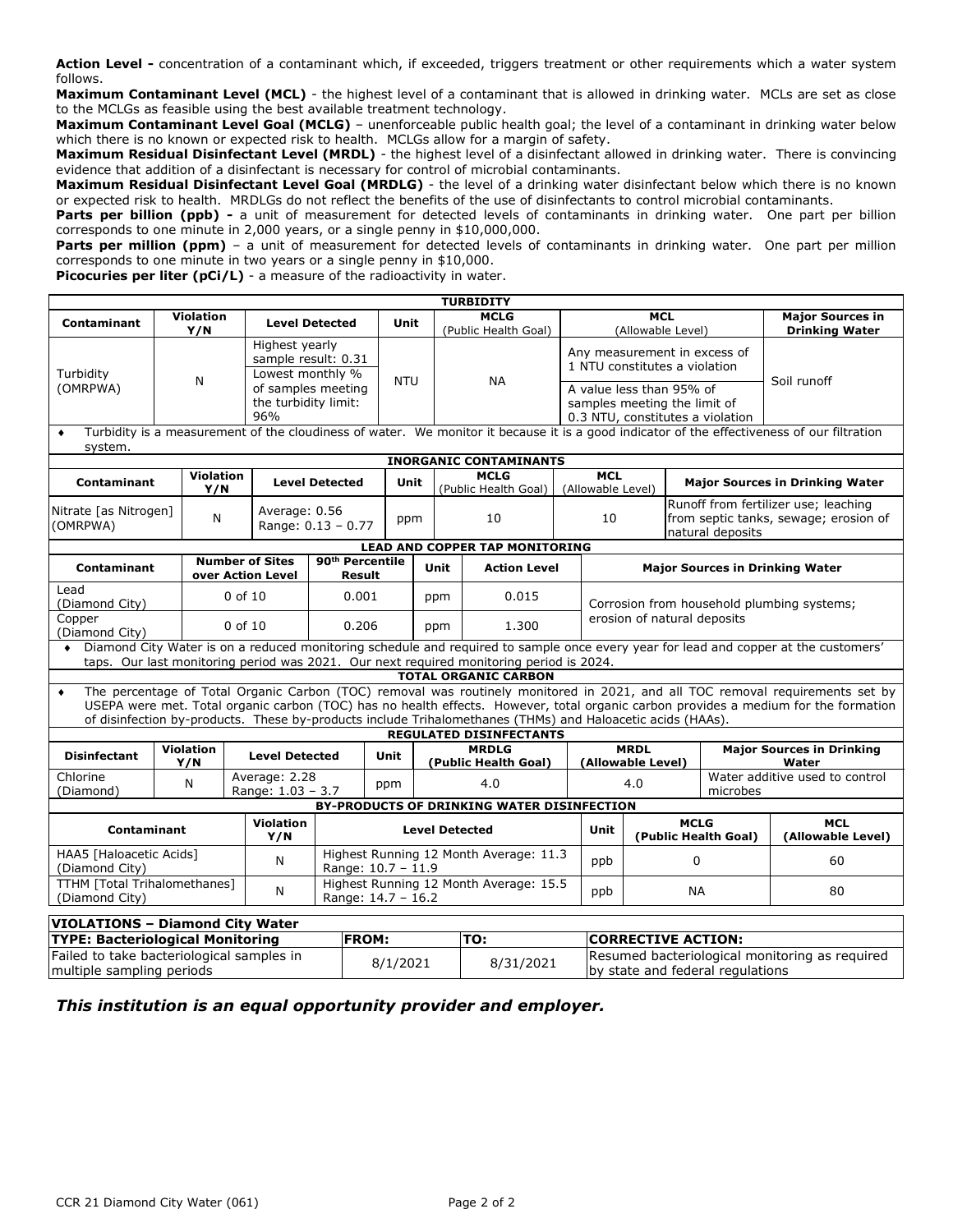**Action Level -** concentration of a contaminant which, if exceeded, triggers treatment or other requirements which a water system follows.

**Maximum Contaminant Level (MCL)** - the highest level of a contaminant that is allowed in drinking water. MCLs are set as close to the MCLGs as feasible using the best available treatment technology.

**Maximum Contaminant Level Goal (MCLG)** – unenforceable public health goal; the level of a contaminant in drinking water below which there is no known or expected risk to health. MCLGs allow for a margin of safety.

**Maximum Residual Disinfectant Level (MRDL)** - the highest level of a disinfectant allowed in drinking water. There is convincing evidence that addition of a disinfectant is necessary for control of microbial contaminants.

**Maximum Residual Disinfectant Level Goal (MRDLG)** - the level of a drinking water disinfectant below which there is no known or expected risk to health. MRDLGs do not reflect the benefits of the use of disinfectants to control microbial contaminants.

**Parts per billion (ppb) -** a unit of measurement for detected levels of contaminants in drinking water. One part per billion corresponds to one minute in 2,000 years, or a single penny in $10,000,000.

**Parts per million (ppm)** – a unit of measurement for detected levels of contaminants in drinking water. One part per million corresponds to one minute in two years or a single penny in $10,000.

**Picocuries per liter (pCi/L)** - a measure of the radioactivity in water.

**TURBIDITY**

| Contaminant | Violation Y/N | Level Detected | Unit | MCLG (Public Health Goal) | MCL (Allowable Level) | Major Sources in Drinking Water |
|---|---|---|---|---|---|---|
| Turbidity (OMRPWA) | N | Highest yearly sample result: 0.31 | NTU | NA | Any measurement in excess of 1 NTU constitutes a violation | Soil runoff |
| | | Lowest monthly % of samples meeting the turbidity limit: 96% | | | A value less than 95% of samples meeting the limit of 0.3 NTU, constitutes a violation | |

- Turbidity is a measurement of the cloudiness of water. We monitor it because it is a good indicator of the effectiveness of our filtration system.

**INORGANIC CONTAMINANTS**

| Contaminant | Violation Y/N | Level Detected | Unit | MCLG (Public Health Goal) | MCL (Allowable Level) | Major Sources in Drinking Water |
|---|---|---|---|---|---|---|
| Nitrate [as Nitrogen] (OMRPWA) | N | Average: 0.56<br>Range: 0.13 – 0.77 | ppm | 10 | 10 | Runoff from fertilizer use; leaching from septic tanks, sewage; erosion of natural deposits |

**LEAD AND COPPER TAP MONITORING**

| Contaminant | Number of Sites over Action Level | 90th Percentile Result | Unit | Action Level | Major Sources in Drinking Water |
|---|---|---|---|---|---|
| Lead (Diamond City) | 0 of 10 | 0.001 | ppm | 0.015 | Corrosion from household plumbing systems; erosion of natural deposits |
| Copper (Diamond City) | 0 of 10 | 0.206 | ppm | 1.300 | |

- Diamond City Water is on a reduced monitoring schedule and required to sample once every year for lead and copper at the customers' taps. Our last monitoring period was 2021. Our next required monitoring period is 2024.

**TOTAL ORGANIC CARBON**

- The percentage of Total Organic Carbon (TOC) removal was routinely monitored in 2021, and all TOC removal requirements set by USEPA were met. Total organic carbon (TOC) has no health effects. However, total organic carbon provides a medium for the formation of disinfection by-products. These by-products include Trihalomethanes (THMs) and Haloacetic acids (HAAs).

**REGULATED DISINFECTANTS**

| Disinfectant | Violation Y/N | Level Detected | Unit | MRDLG (Public Health Goal) | MRDL (Allowable Level) | Major Sources in Drinking Water |
|---|---|---|---|---|---|---|
| Chlorine (Diamond) | N | Average: 2.28<br>Range: 1.03 – 3.7 | ppm | 4.0 | 4.0 | Water additive used to control microbes |

**BY-PRODUCTS OF DRINKING WATER DISINFECTION**

| Contaminant | Violation Y/N | Level Detected | Unit | MCLG (Public Health Goal) | MCL (Allowable Level) |
|---|---|---|---|---|---|
| HAA5 [Haloacetic Acids] (Diamond City) | N | Highest Running 12 Month Average: 11.3<br>Range: 10.7 – 11.9 | ppb | 0 | 60 |
| TTHM [Total Trihalomethanes] (Diamond City) | N | Highest Running 12 Month Average: 15.5<br>Range: 14.7 – 16.2 | ppb | NA | 80 |

**VIOLATIONS – Diamond City Water**

| TYPE: Bacteriological Monitoring | FROM: | TO: | CORRECTIVE ACTION: |
|---|---|---|---|
| Failed to take bacteriological samples in multiple sampling periods | 8/1/2021 | 8/31/2021 | Resumed bacteriological monitoring as required by state and federal regulations |

***This institution is an equal opportunity provider and employer.***